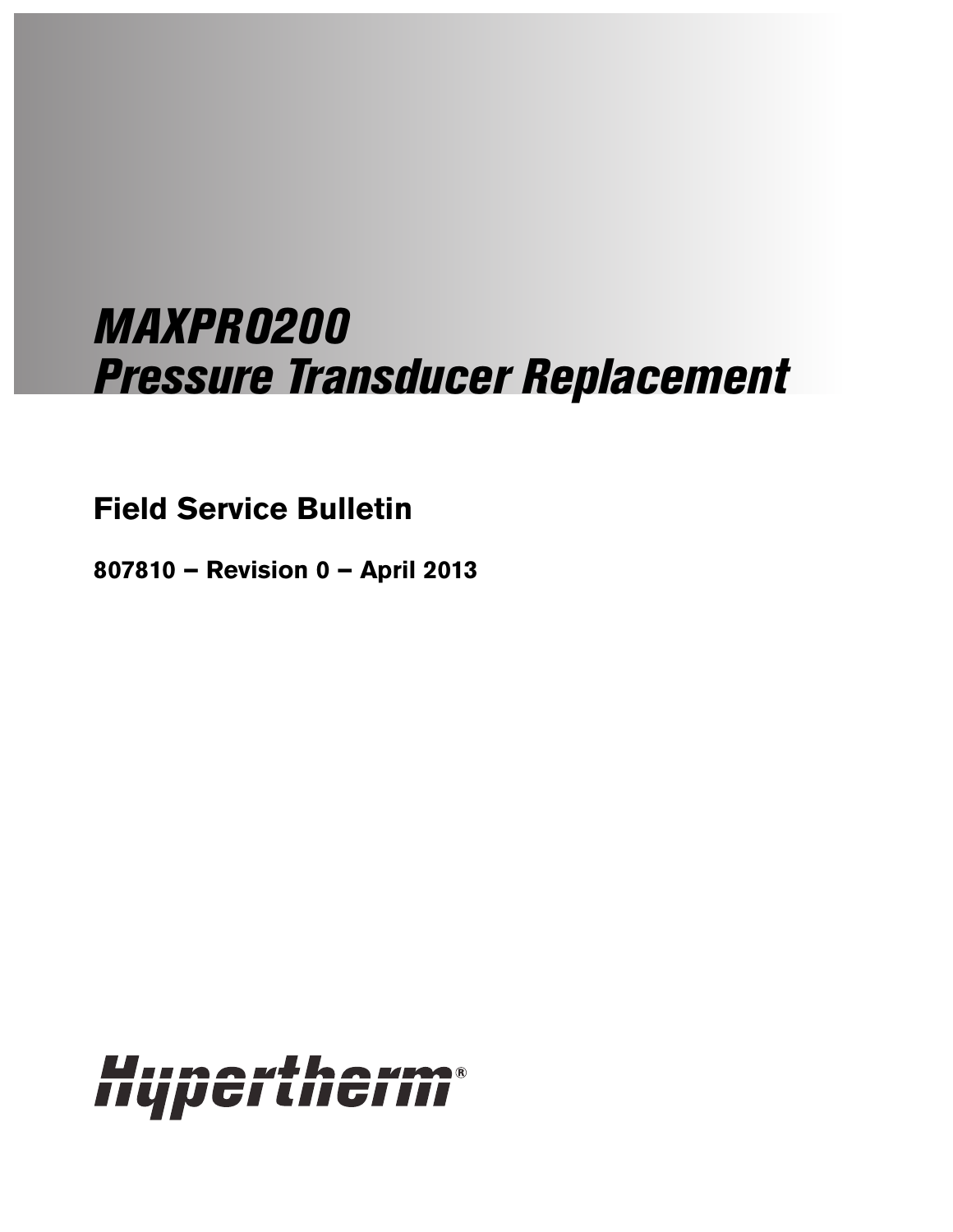# MAXPRO200
# Pressure Transducer Replacement

## Field Service Bulletin

**807810 – Revision 0 – April 2013**

Hypertherm®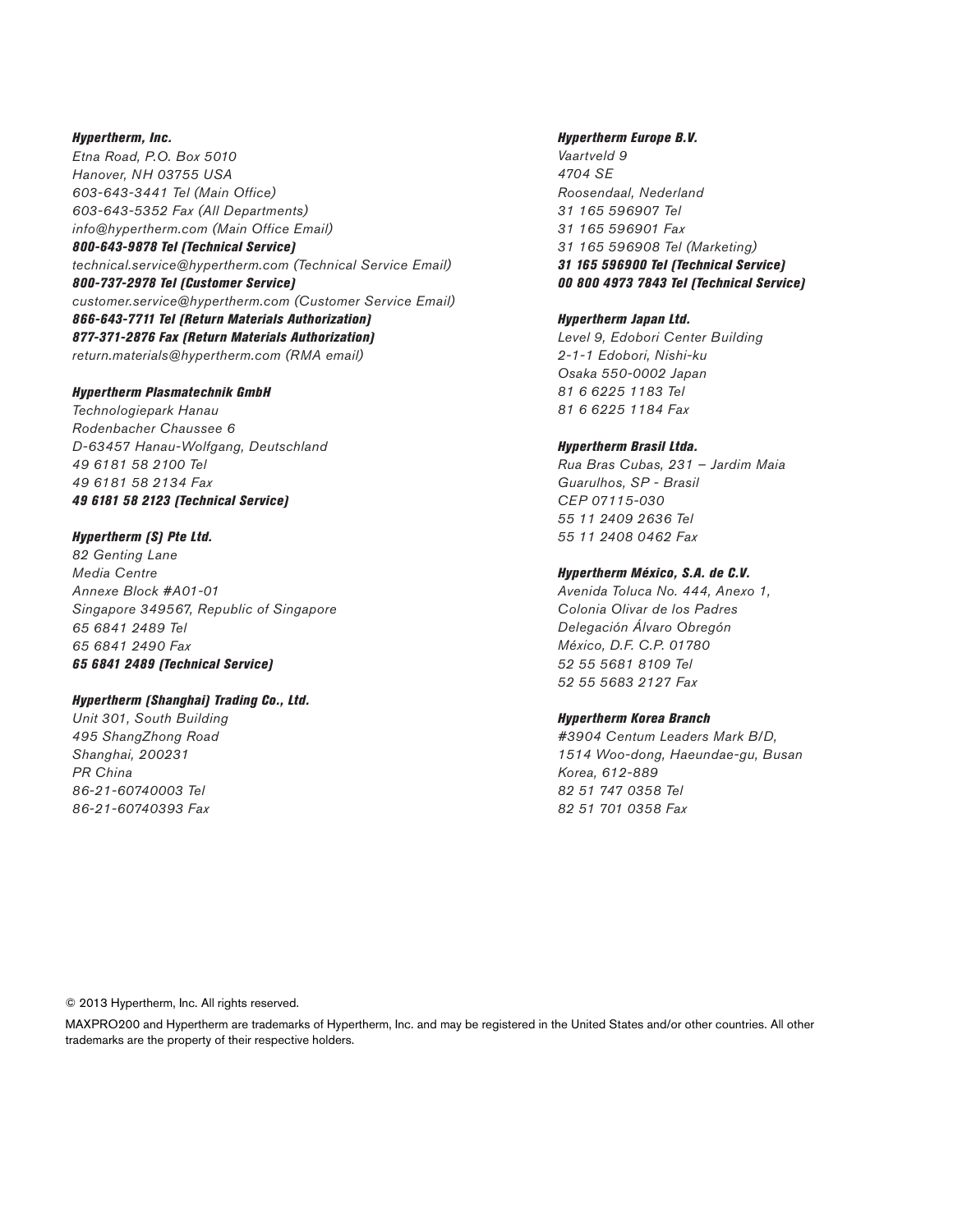***Hypertherm, Inc.***
*Etna Road, P.O. Box 5010*
*Hanover, NH 03755 USA*
*603-643-3441 Tel (Main Office)*
*603-643-5352 Fax (All Departments)*
*info@hypertherm.com (Main Office Email)*
***800-643-9878 Tel (Technical Service)***
*technical.service@hypertherm.com (Technical Service Email)*
***800-737-2978 Tel (Customer Service)***
*customer.service@hypertherm.com (Customer Service Email)*
***866-643-7711 Tel (Return Materials Authorization)***
***877-371-2876 Fax (Return Materials Authorization)***
*return.materials@hypertherm.com (RMA email)*

***Hypertherm Plasmatechnik GmbH***
*Technologiepark Hanau*
*Rodenbacher Chaussee 6*
*D-63457 Hanau-Wolfgang, Deutschland*
*49 6181 58 2100 Tel*
*49 6181 58 2134 Fax*
***49 6181 58 2123 (Technical Service)***

***Hypertherm (S) Pte Ltd.***
*82 Genting Lane*
*Media Centre*
*Annexe Block #A01-01*
*Singapore 349567, Republic of Singapore*
*65 6841 2489 Tel*
*65 6841 2490 Fax*
***65 6841 2489 (Technical Service)***

***Hypertherm (Shanghai) Trading Co., Ltd.***
*Unit 301, South Building*
*495 ShangZhong Road*
*Shanghai, 200231*
*PR China*
*86-21-60740003 Tel*
*86-21-60740393 Fax*

***Hypertherm Europe B.V.***
*Vaartveld 9*
*4704 SE*
*Roosendaal, Nederland*
*31 165 596907 Tel*
*31 165 596901 Fax*
*31 165 596908 Tel (Marketing)*
***31 165 596900 Tel (Technical Service)***
***00 800 4973 7843 Tel (Technical Service)***

***Hypertherm Japan Ltd.***
*Level 9, Edobori Center Building*
*2-1-1 Edobori, Nishi-ku*
*Osaka 550-0002 Japan*
*81 6 6225 1183 Tel*
*81 6 6225 1184 Fax*

***Hypertherm Brasil Ltda.***
*Rua Bras Cubas, 231 – Jardim Maia*
*Guarulhos, SP - Brasil*
*CEP 07115-030*
*55 11 2409 2636 Tel*
*55 11 2408 0462 Fax*

***Hypertherm México, S.A. de C.V.***
*Avenida Toluca No. 444, Anexo 1,*
*Colonia Olivar de los Padres*
*Delegación Álvaro Obregón*
*México, D.F. C.P. 01780*
*52 55 5681 8109 Tel*
*52 55 5683 2127 Fax*

***Hypertherm Korea Branch***
*#3904 Centum Leaders Mark B/D,*
*1514 Woo-dong, Haeundae-gu, Busan*
*Korea, 612-889*
*82 51 747 0358 Tel*
*82 51 701 0358 Fax*

© 2013 Hypertherm, Inc. All rights reserved.

MAXPRO200 and Hypertherm are trademarks of Hypertherm, Inc. and may be registered in the United States and/or other countries. All other trademarks are the property of their respective holders.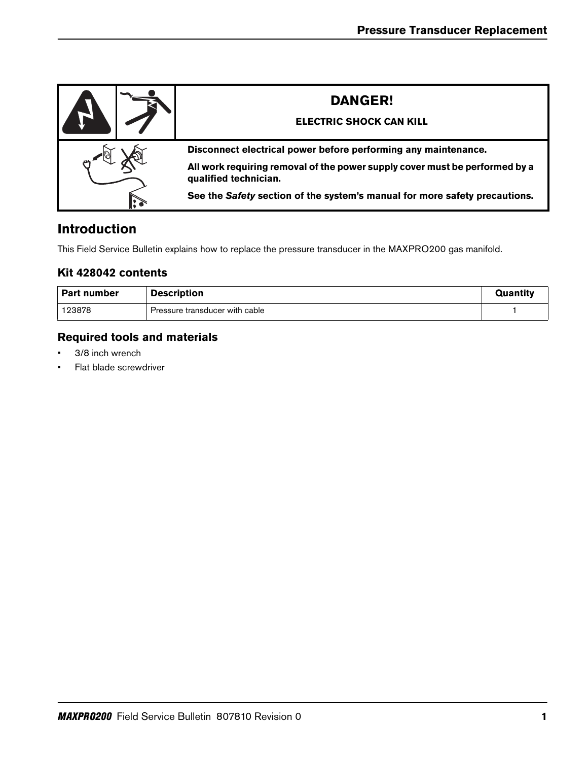**DANGER!**

**ELECTRIC SHOCK CAN KILL**

**Disconnect electrical power before performing any maintenance.**

**All work requiring removal of the power supply cover must be performed by a qualified technician.**

**See the *Safety* section of the system's manual for more safety precautions.**

## Introduction

This Field Service Bulletin explains how to replace the pressure transducer in the MAXPRO200 gas manifold.

### Kit 428042 contents

| Part number | Description | Quantity |
|---|---|---|
| 123878 | Pressure transducer with cable | 1 |

### Required tools and materials

- 3/8 inch wrench
- Flat blade screwdriver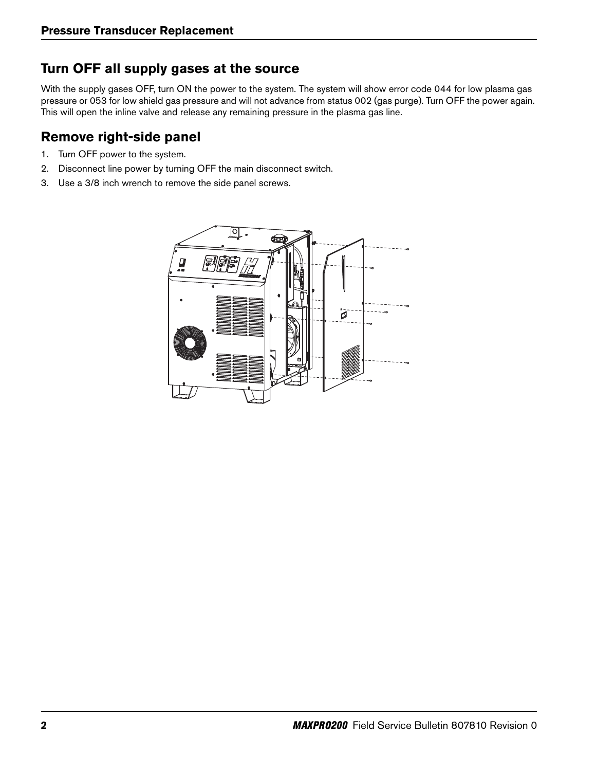## Turn OFF all supply gases at the source

With the supply gases OFF, turn ON the power to the system. The system will show error code 044 for low plasma gas pressure or 053 for low shield gas pressure and will not advance from status 002 (gas purge). Turn OFF the power again. This will open the inline valve and release any remaining pressure in the plasma gas line.

## Remove right-side panel

1. Turn OFF power to the system.
2. Disconnect line power by turning OFF the main disconnect switch.
3. Use a 3/8 inch wrench to remove the side panel screws.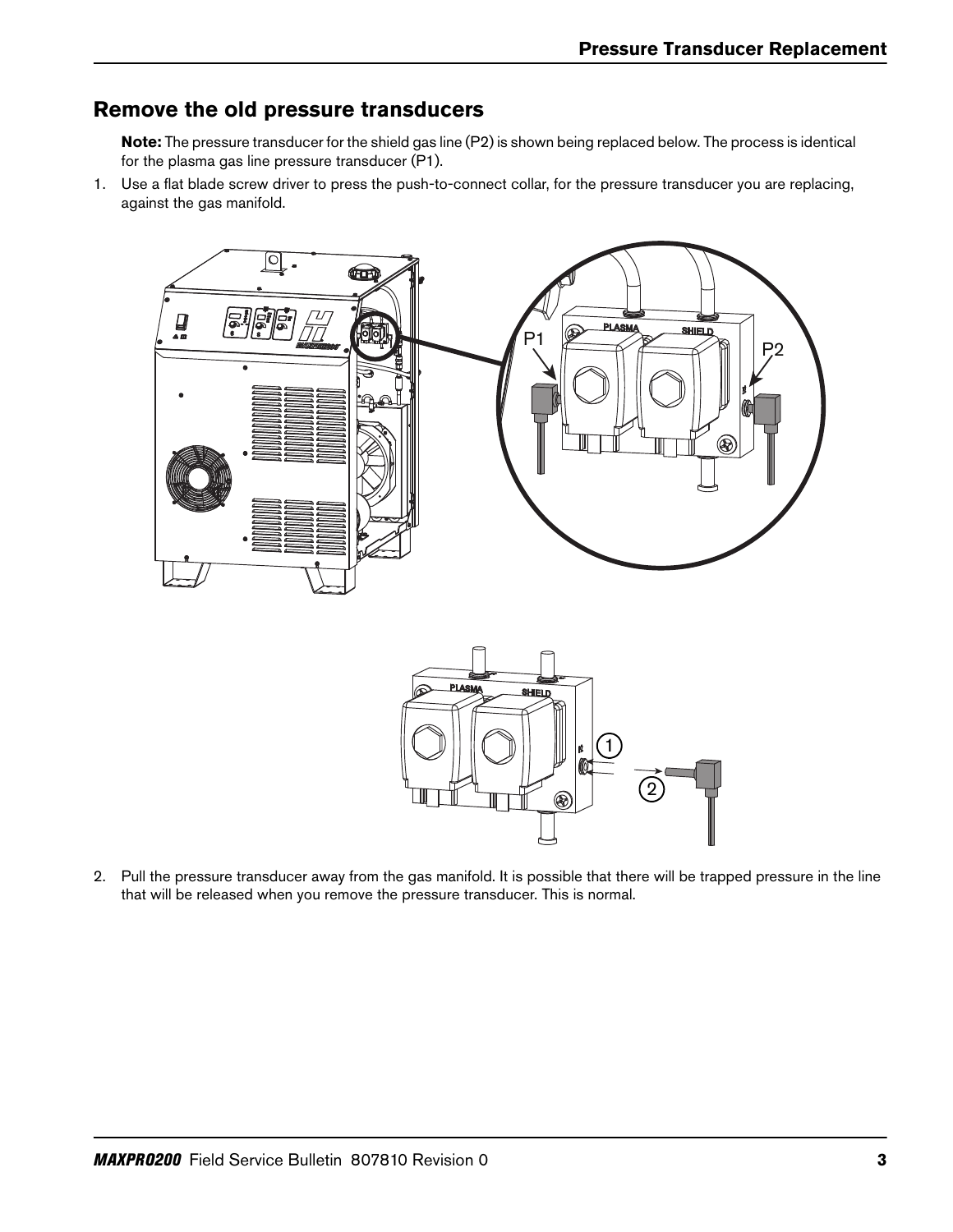## Remove the old pressure transducers

**Note:** The pressure transducer for the shield gas line (P2) is shown being replaced below. The process is identical for the plasma gas line pressure transducer (P1).

1. Use a flat blade screw driver to press the push-to-connect collar, for the pressure transducer you are replacing, against the gas manifold.

2. Pull the pressure transducer away from the gas manifold. It is possible that there will be trapped pressure in the line that will be released when you remove the pressure transducer. This is normal.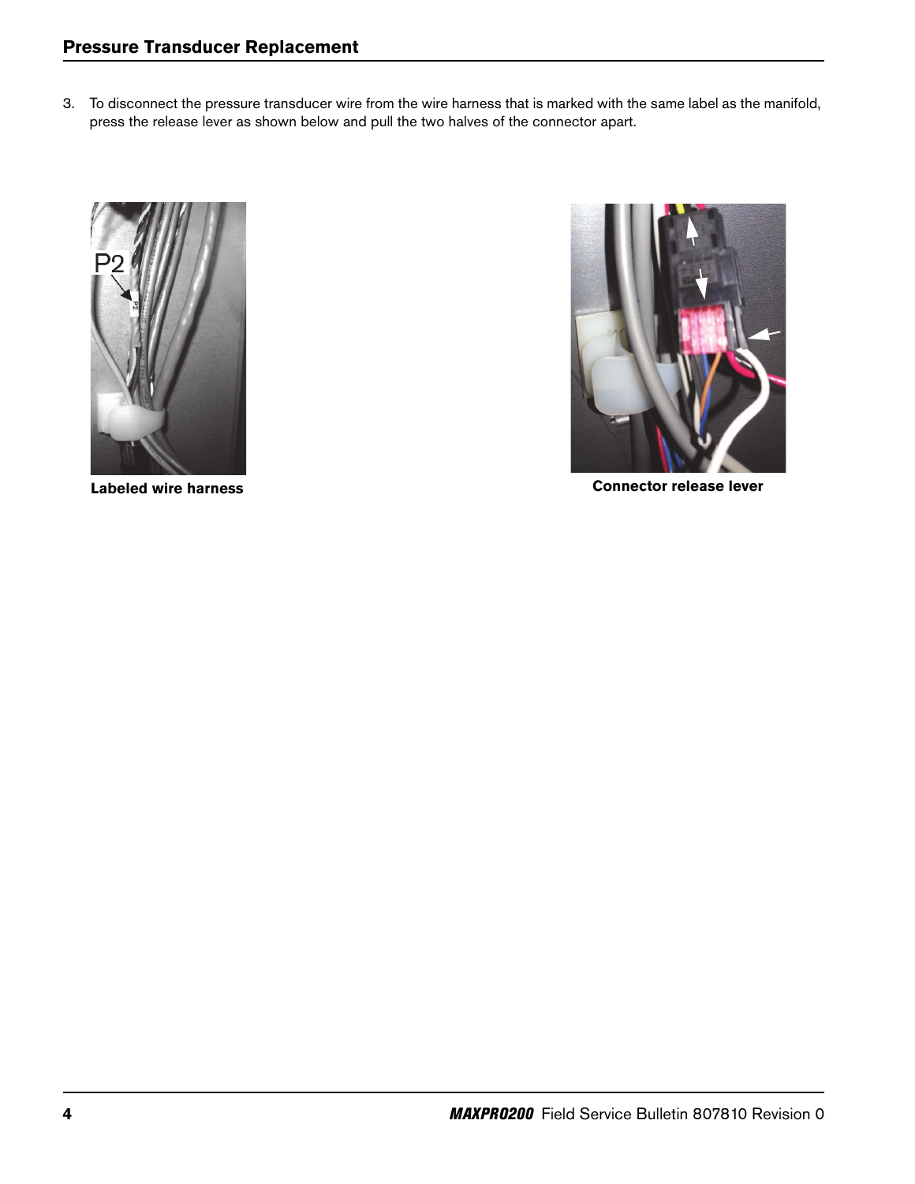3. To disconnect the pressure transducer wire from the wire harness that is marked with the same label as the manifold, press the release lever as shown below and pull the two halves of the connector apart.

**Labeled wire harness**

**Connector release lever**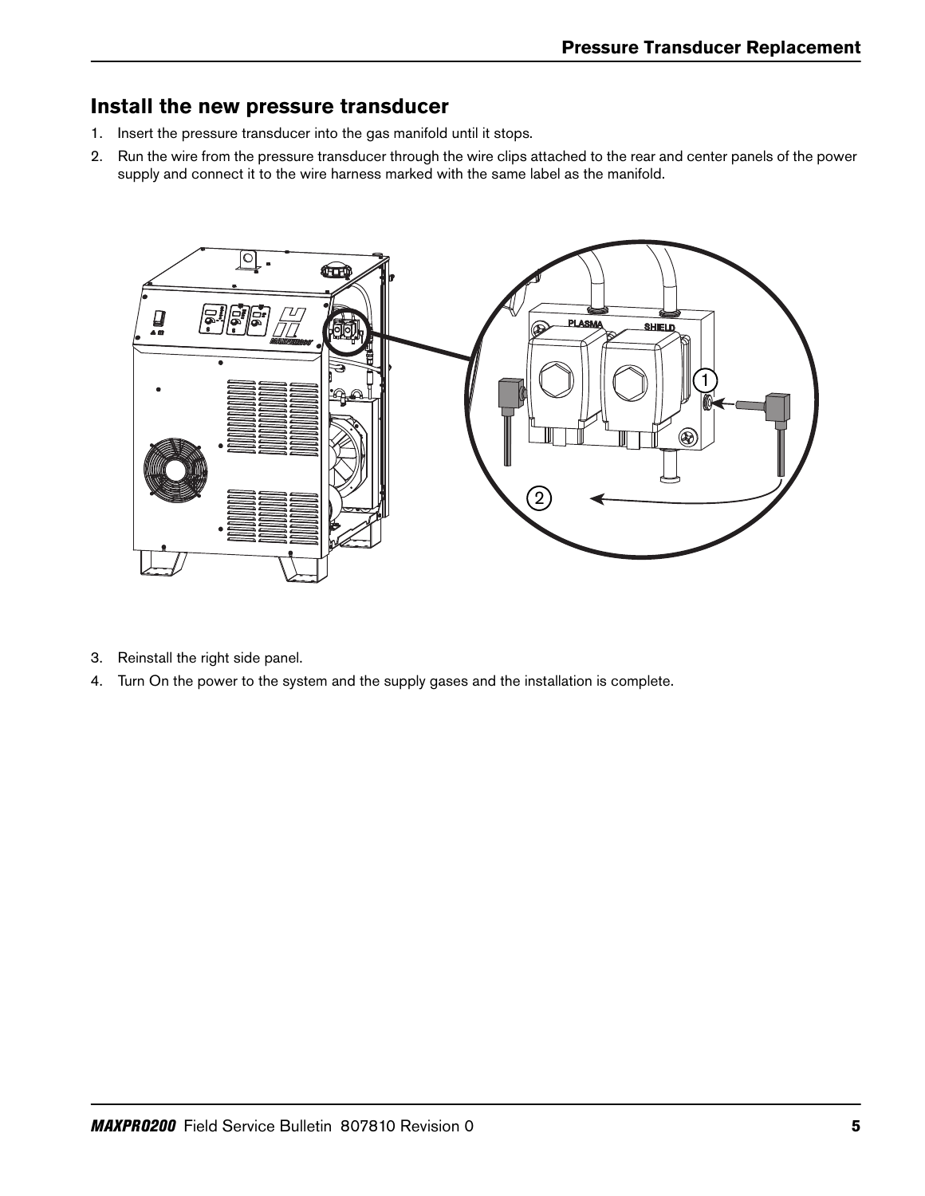## Install the new pressure transducer

1. Insert the pressure transducer into the gas manifold until it stops.
2. Run the wire from the pressure transducer through the wire clips attached to the rear and center panels of the power supply and connect it to the wire harness marked with the same label as the manifold.

PLASMA
SHIELD
1
2

3. Reinstall the right side panel.
4. Turn On the power to the system and the supply gases and the installation is complete.